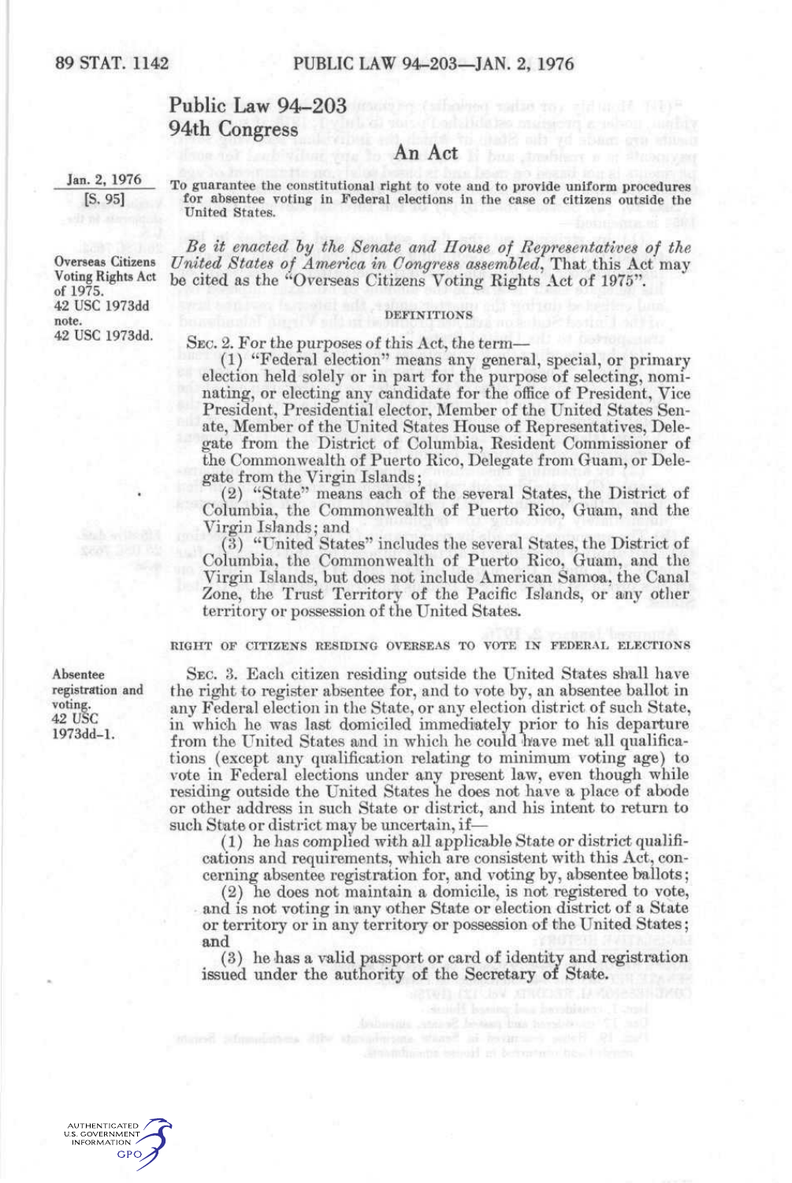# Public Law 94-203
## 94th Congress

### An Act

Jan. 2, 1976
[S. 95]

To guarantee the constitutional right to vote and to provide uniform procedures for absentee voting in Federal elections in the case of citizens outside the United States.

Overseas Citizens Voting Rights Act of 1975.
42 USC 1973dd note.
42 USC 1973dd.

*Be it enacted by the Senate and House of Representatives of the United States of America in Congress assembled*, That this Act may be cited as the "Overseas Citizens Voting Rights Act of 1975".

DEFINITIONS

SEC. 2. For the purposes of this Act, the term—

(1) "Federal election" means any general, special, or primary election held solely or in part for the purpose of selecting, nominating, or electing any candidate for the office of President, Vice President, Presidential elector, Member of the United States Senate, Member of the United States House of Representatives, Delegate from the District of Columbia, Resident Commissioner of the Commonwealth of Puerto Rico, Delegate from Guam, or Delegate from the Virgin Islands;

(2) "State" means each of the several States, the District of Columbia, the Commonwealth of Puerto Rico, Guam, and the Virgin Islands; and

(3) "United States" includes the several States, the District of Columbia, the Commonwealth of Puerto Rico, Guam, and the Virgin Islands, but does not include American Samoa, the Canal Zone, the Trust Territory of the Pacific Islands, or any other territory or possession of the United States.

RIGHT OF CITIZENS RESIDING OVERSEAS TO VOTE IN FEDERAL ELECTIONS

Absentee registration and voting.
42 USC 1973dd-1.

SEC. 3. Each citizen residing outside the United States shall have the right to register absentee for, and to vote by, an absentee ballot in any Federal election in the State, or any election district of such State, in which he was last domiciled immediately prior to his departure from the United States and in which he could have met all qualifications (except any qualification relating to minimum voting age) to vote in Federal elections under any present law, even though while residing outside the United States he does not have a place of abode or other address in such State or district, and his intent to return to such State or district may be uncertain, if—

(1) he has complied with all applicable State or district qualifications and requirements, which are consistent with this Act, concerning absentee registration for, and voting by, absentee ballots;

(2) he does not maintain a domicile, is not registered to vote, and is not voting in any other State or election district of a State or territory or in any territory or possession of the United States; and

(3) he has a valid passport or card of identity and registration issued under the authority of the Secretary of State.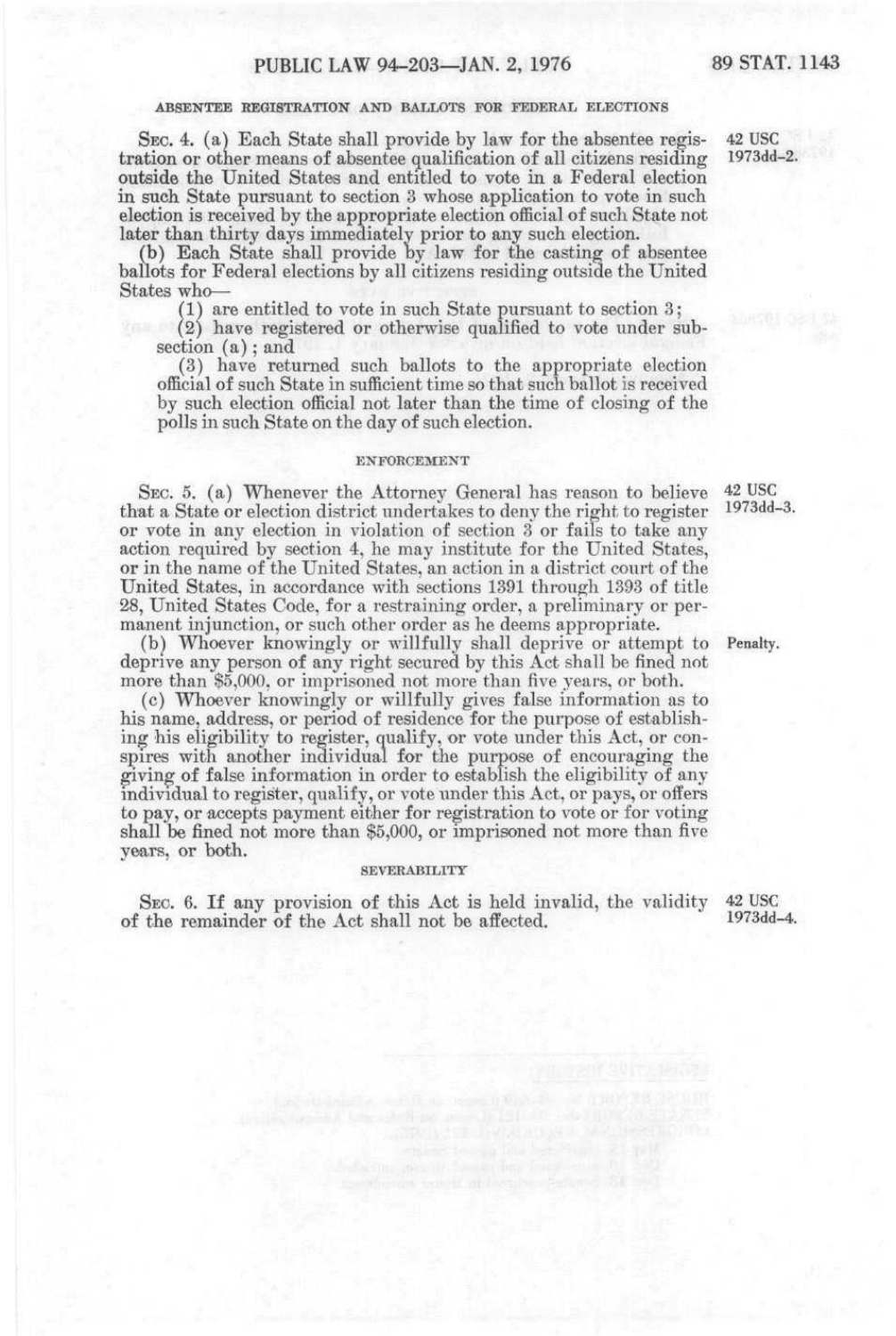### ABSENTEE REGISTRATION AND BALLOTS FOR FEDERAL ELECTIONS

SEC. 4. (a) Each State shall provide by law for the absentee registration or other means of absentee qualification of all citizens residing outside the United States and entitled to vote in a Federal election in such State pursuant to section 3 whose application to vote in such election is received by the appropriate election official of such State not later than thirty days immediately prior to any such election.

42 USC 1973dd-2.

(b) Each State shall provide by law for the casting of absentee ballots for Federal elections by all citizens residing outside the United States who—

(1) are entitled to vote in such State pursuant to section 3;

(2) have registered or otherwise qualified to vote under subsection (a); and

(3) have returned such ballots to the appropriate election official of such State in sufficient time so that such ballot is received by such election official not later than the time of closing of the polls in such State on the day of such election.

### ENFORCEMENT

SEC. 5. (a) Whenever the Attorney General has reason to believe that a State or election district undertakes to deny the right to register or vote in any election in violation of section 3 or fails to take any action required by section 4, he may institute for the United States, or in the name of the United States, an action in a district court of the United States, in accordance with sections 1391 through 1393 of title 28, United States Code, for a restraining order, a preliminary or permanent injunction, or such other order as he deems appropriate.

42 USC 1973dd-3.

(b) Whoever knowingly or willfully shall deprive or attempt to deprive any person of any right secured by this Act shall be fined not more than $5,000, or imprisoned not more than five years, or both.

Penalty.

(c) Whoever knowingly or willfully gives false information as to his name, address, or period of residence for the purpose of establishing his eligibility to register, qualify, or vote under this Act, or conspires with another individual for the purpose of encouraging the giving of false information in order to establish the eligibility of any individual to register, qualify, or vote under this Act, or pays, or offers to pay, or accepts payment either for registration to vote or for voting shall be fined not more than $5,000, or imprisoned not more than five years, or both.

### SEVERABILITY

SEC. 6. If any provision of this Act is held invalid, the validity of the remainder of the Act shall not be affected.

42 USC 1973dd-4.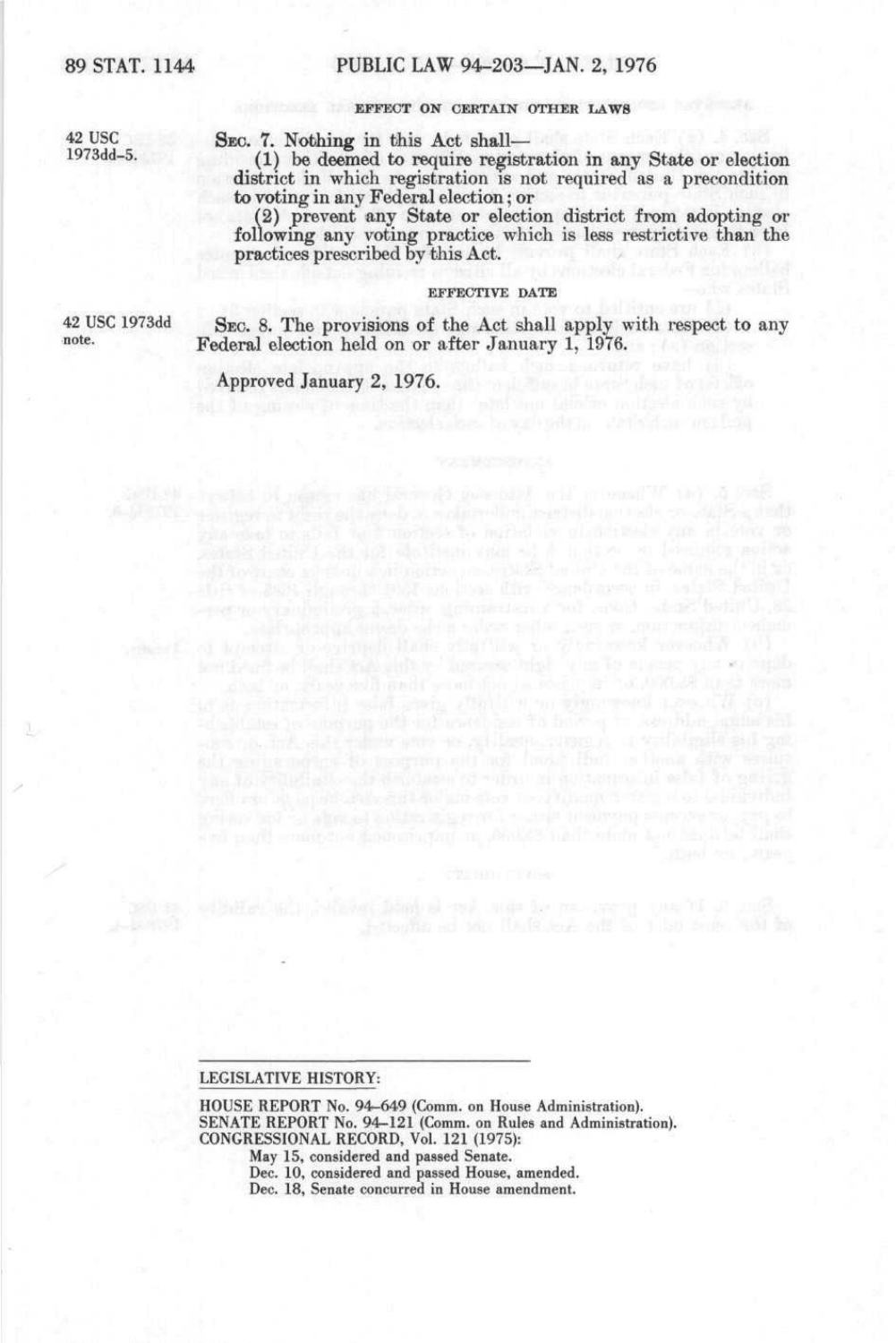**EFFECT ON CERTAIN OTHER LAWS**

42 USC 1973dd–5.

SEC. 7. Nothing in this Act shall—

(1) be deemed to require registration in any State or election district in which registration is not required as a precondition to voting in any Federal election; or

(2) prevent any State or election district from adopting or following any voting practice which is less restrictive than the practices prescribed by this Act.

**EFFECTIVE DATE**

42 USC 1973dd note.

SEC. 8. The provisions of the Act shall apply with respect to any Federal election held on or after January 1, 1976.

Approved January 2, 1976.

---

LEGISLATIVE HISTORY:

HOUSE REPORT No. 94–649 (Comm. on House Administration).
SENATE REPORT No. 94–121 (Comm. on Rules and Administration).
CONGRESSIONAL RECORD, Vol. 121 (1975):

May 15, considered and passed Senate.
Dec. 10, considered and passed House, amended.
Dec. 18, Senate concurred in House amendment.